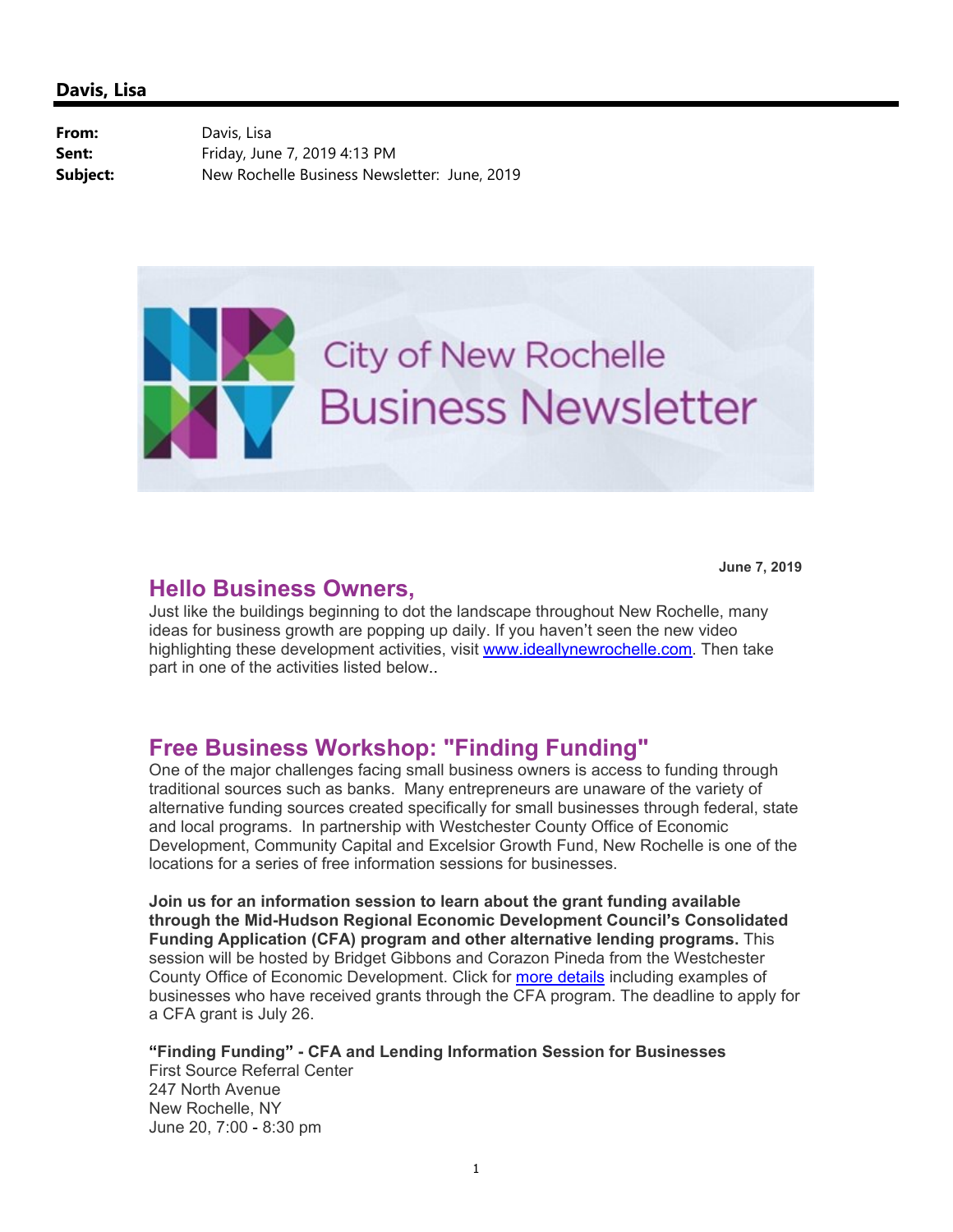## Davis, Lisa

**From:** Davis, Lisa
**Sent:** Friday, June 7, 2019 4:13 PM
**Subject:** New Rochelle Business Newsletter: June, 2019

City of New Rochelle
Business Newsletter

**June 7, 2019**

## Hello Business Owners,

Just like the buildings beginning to dot the landscape throughout New Rochelle, many ideas for business growth are popping up daily. If you haven't seen the new video highlighting these development activities, visit [www.ideallynewrochelle.com](www.ideallynewrochelle.com). Then take part in one of the activities listed below..

## Free Business Workshop: "Finding Funding"

One of the major challenges facing small business owners is access to funding through traditional sources such as banks. Many entrepreneurs are unaware of the variety of alternative funding sources created specifically for small businesses through federal, state and local programs. In partnership with Westchester County Office of Economic Development, Community Capital and Excelsior Growth Fund, New Rochelle is one of the locations for a series of free information sessions for businesses.

**Join us for an information session to learn about the grant funding available through the Mid-Hudson Regional Economic Development Council's Consolidated Funding Application (CFA) program and other alternative lending programs.** This session will be hosted by Bridget Gibbons and Corazon Pineda from the Westchester County Office of Economic Development. Click for more details including examples of businesses who have received grants through the CFA program. The deadline to apply for a CFA grant is July 26.

**"Finding Funding" - CFA and Lending Information Session for Businesses**
First Source Referral Center
247 North Avenue
New Rochelle, NY
June 20, 7:00 - 8:30 pm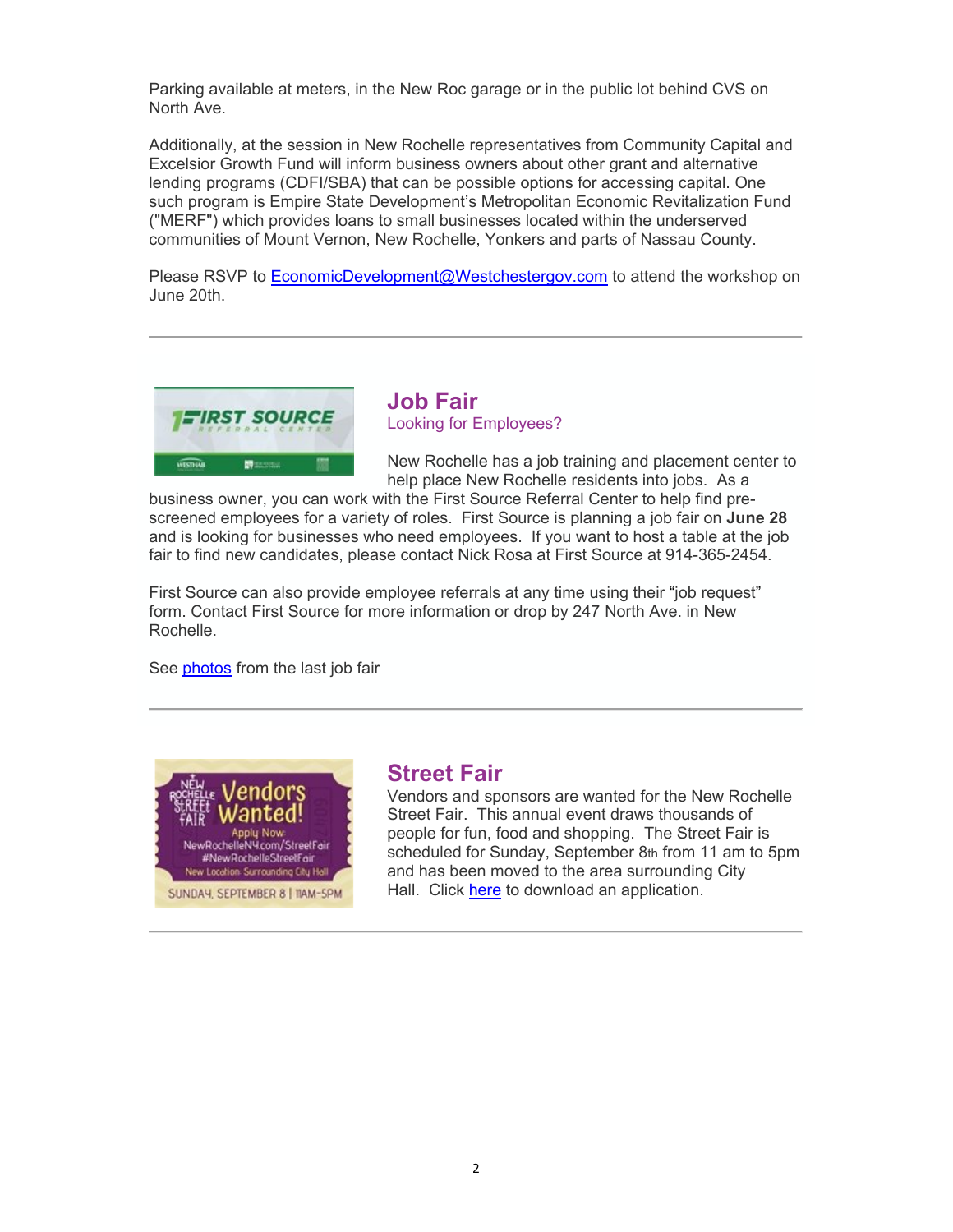Parking available at meters, in the New Roc garage or in the public lot behind CVS on North Ave.

Additionally, at the session in New Rochelle representatives from Community Capital and Excelsior Growth Fund will inform business owners about other grant and alternative lending programs (CDFI/SBA) that can be possible options for accessing capital. One such program is Empire State Development's Metropolitan Economic Revitalization Fund ("MERF") which provides loans to small businesses located within the underserved communities of Mount Vernon, New Rochelle, Yonkers and parts of Nassau County.

Please RSVP to EconomicDevelopment@Westchestergov.com to attend the workshop on June 20th.

---

## Job Fair

Looking for Employees?

New Rochelle has a job training and placement center to help place New Rochelle residents into jobs. As a business owner, you can work with the First Source Referral Center to help find pre-screened employees for a variety of roles. First Source is planning a job fair on **June 28** and is looking for businesses who need employees. If you want to host a table at the job fair to find new candidates, please contact Nick Rosa at First Source at 914-365-2454.

First Source can also provide employee referrals at any time using their "job request" form. Contact First Source for more information or drop by 247 North Ave. in New Rochelle.

See photos from the last job fair

---

## Street Fair

Vendors and sponsors are wanted for the New Rochelle Street Fair. This annual event draws thousands of people for fun, food and shopping. The Street Fair is scheduled for Sunday, September 8th from 11 am to 5pm and has been moved to the area surrounding City Hall. Click here to download an application.

---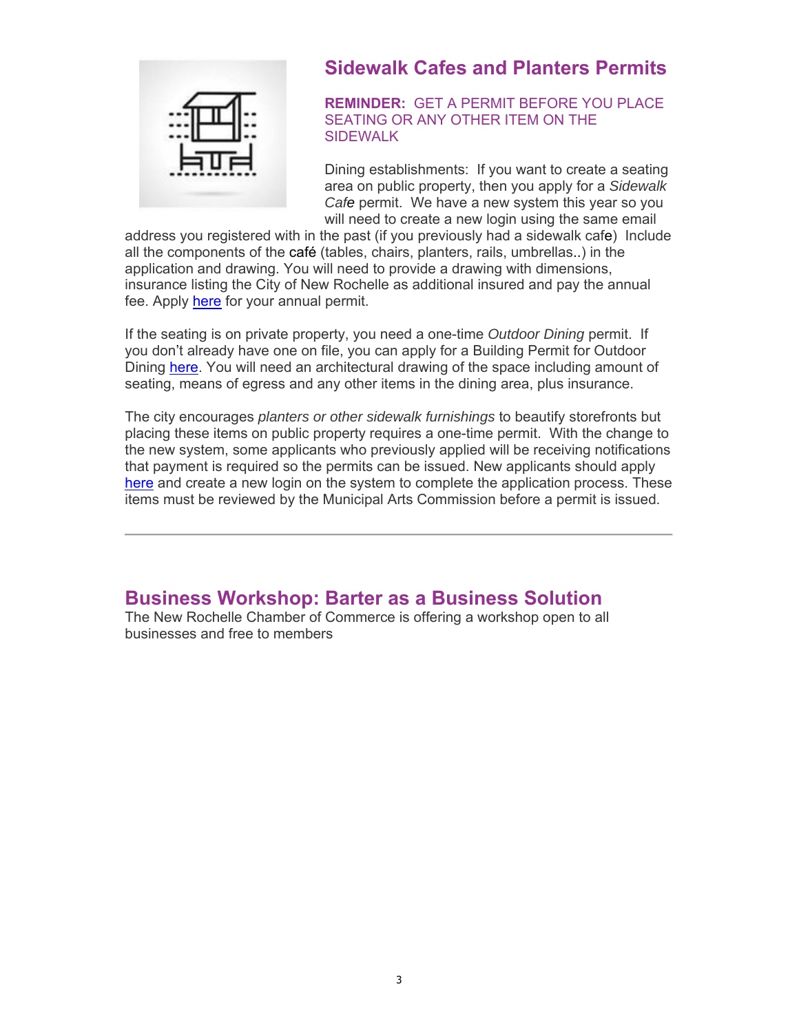## Sidewalk Cafes and Planters Permits

**REMINDER:** GET A PERMIT BEFORE YOU PLACE SEATING OR ANY OTHER ITEM ON THE SIDEWALK

Dining establishments: If you want to create a seating area on public property, then you apply for a *Sidewalk Cafe* permit. We have a new system this year so you will need to create a new login using the same email address you registered with in the past (if you previously had a sidewalk cafe) Include all the components of the café (tables, chairs, planters, rails, umbrellas..) in the application and drawing. You will need to provide a drawing with dimensions, insurance listing the City of New Rochelle as additional insured and pay the annual fee. Apply here for your annual permit.

If the seating is on private property, you need a one-time *Outdoor Dining* permit. If you don't already have one on file, you can apply for a Building Permit for Outdoor Dining here. You will need an architectural drawing of the space including amount of seating, means of egress and any other items in the dining area, plus insurance.

The city encourages *planters or other sidewalk furnishings* to beautify storefronts but placing these items on public property requires a one-time permit. With the change to the new system, some applicants who previously applied will be receiving notifications that payment is required so the permits can be issued. New applicants should apply here and create a new login on the system to complete the application process. These items must be reviewed by the Municipal Arts Commission before a permit is issued.

---

## Business Workshop: Barter as a Business Solution

The New Rochelle Chamber of Commerce is offering a workshop open to all businesses and free to members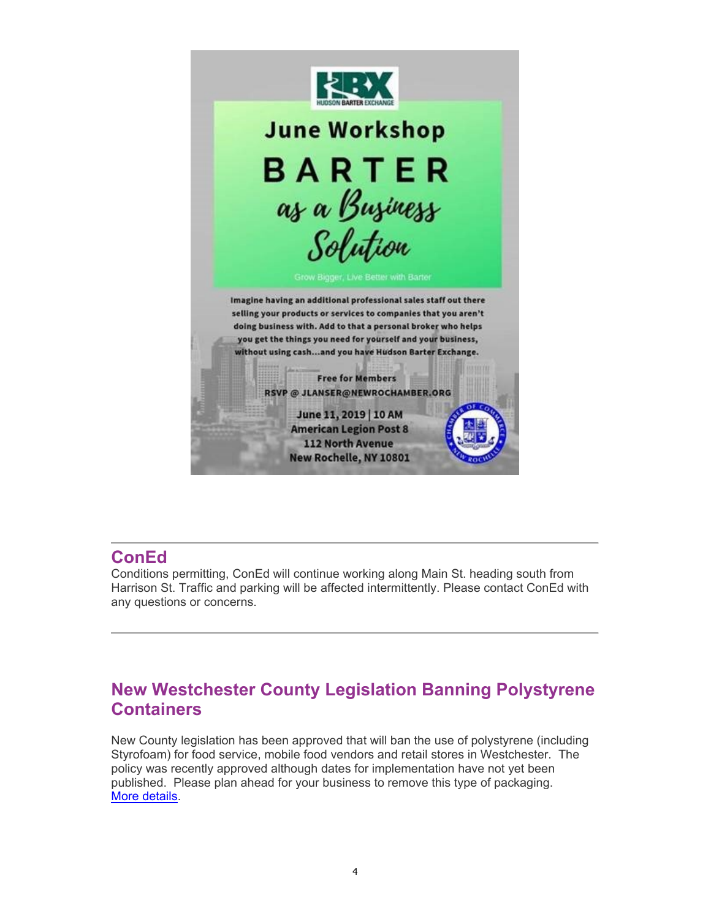## June Workshop

# BARTER as a Business Solution

Grow Bigger, Live Better with Barter

Imagine having an additional professional sales staff out there selling your products or services to companies that you aren't doing business with. Add to that a personal broker who helps you get the things you need for yourself and your business, without using cash...and you have Hudson Barter Exchange.

Free for Members

RSVP @ JLANSER@NEWROCHAMBER.ORG

June 11, 2019 | 10 AM
American Legion Post 8
112 North Avenue
New Rochelle, NY 10801

---

## ConEd

Conditions permitting, ConEd will continue working along Main St. heading south from Harrison St. Traffic and parking will be affected intermittently. Please contact ConEd with any questions or concerns.

---

## New Westchester County Legislation Banning Polystyrene Containers

New County legislation has been approved that will ban the use of polystyrene (including Styrofoam) for food service, mobile food vendors and retail stores in Westchester. The policy was recently approved although dates for implementation have not yet been published. Please plan ahead for your business to remove this type of packaging. More details.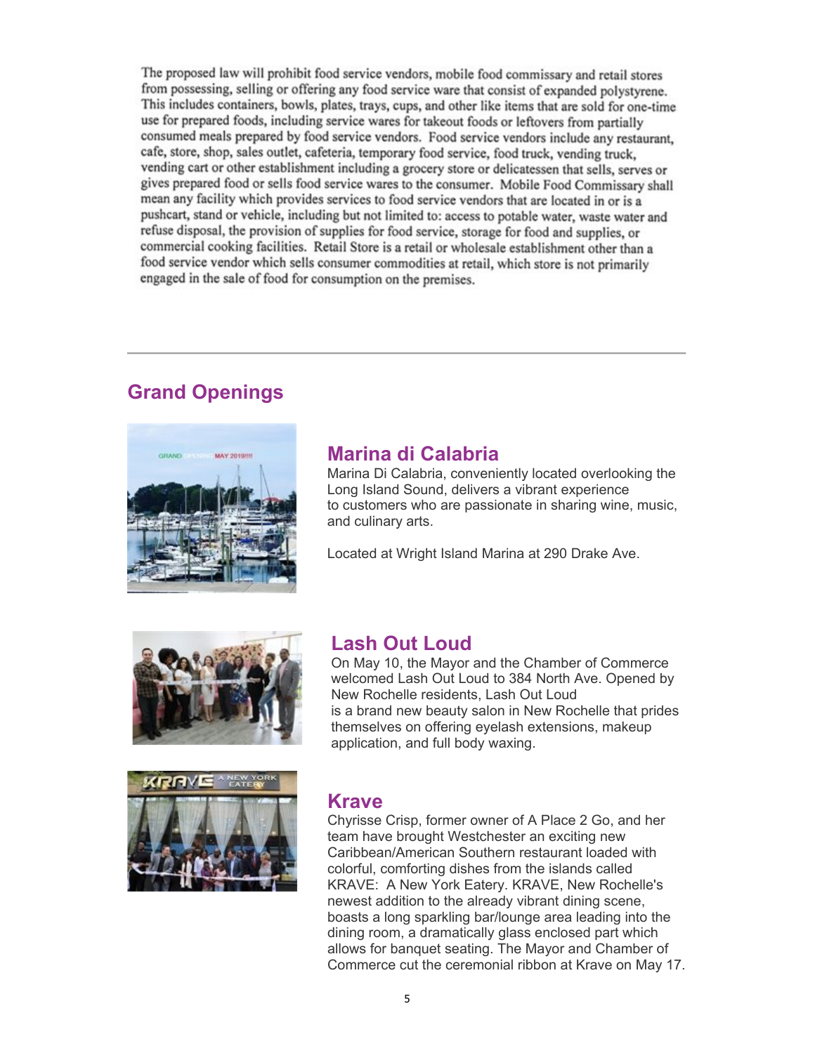The proposed law will prohibit food service vendors, mobile food commissary and retail stores from possessing, selling or offering any food service ware that consist of expanded polystyrene. This includes containers, bowls, plates, trays, cups, and other like items that are sold for one-time use for prepared foods, including service wares for takeout foods or leftovers from partially consumed meals prepared by food service vendors. Food service vendors include any restaurant, cafe, store, shop, sales outlet, cafeteria, temporary food service, food truck, vending truck, vending cart or other establishment including a grocery store or delicatessen that sells, serves or gives prepared food or sells food service wares to the consumer. Mobile Food Commissary shall mean any facility which provides services to food service vendors that are located in or is a pushcart, stand or vehicle, including but not limited to: access to potable water, waste water and refuse disposal, the provision of supplies for food service, storage for food and supplies, or commercial cooking facilities. Retail Store is a retail or wholesale establishment other than a food service vendor which sells consumer commodities at retail, which store is not primarily engaged in the sale of food for consumption on the premises.

---

## Grand Openings

### Marina di Calabria

Marina Di Calabria, conveniently located overlooking the Long Island Sound, delivers a vibrant experience to customers who are passionate in sharing wine, music, and culinary arts.

Located at Wright Island Marina at 290 Drake Ave.

### Lash Out Loud

On May 10, the Mayor and the Chamber of Commerce welcomed Lash Out Loud to 384 North Ave. Opened by New Rochelle residents, Lash Out Loud is a brand new beauty salon in New Rochelle that prides themselves on offering eyelash extensions, makeup application, and full body waxing.

### Krave

Chyrisse Crisp, former owner of A Place 2 Go, and her team have brought Westchester an exciting new Caribbean/American Southern restaurant loaded with colorful, comforting dishes from the islands called KRAVE: A New York Eatery. KRAVE, New Rochelle's newest addition to the already vibrant dining scene, boasts a long sparkling bar/lounge area leading into the dining room, a dramatically glass enclosed part which allows for banquet seating. The Mayor and Chamber of Commerce cut the ceremonial ribbon at Krave on May 17.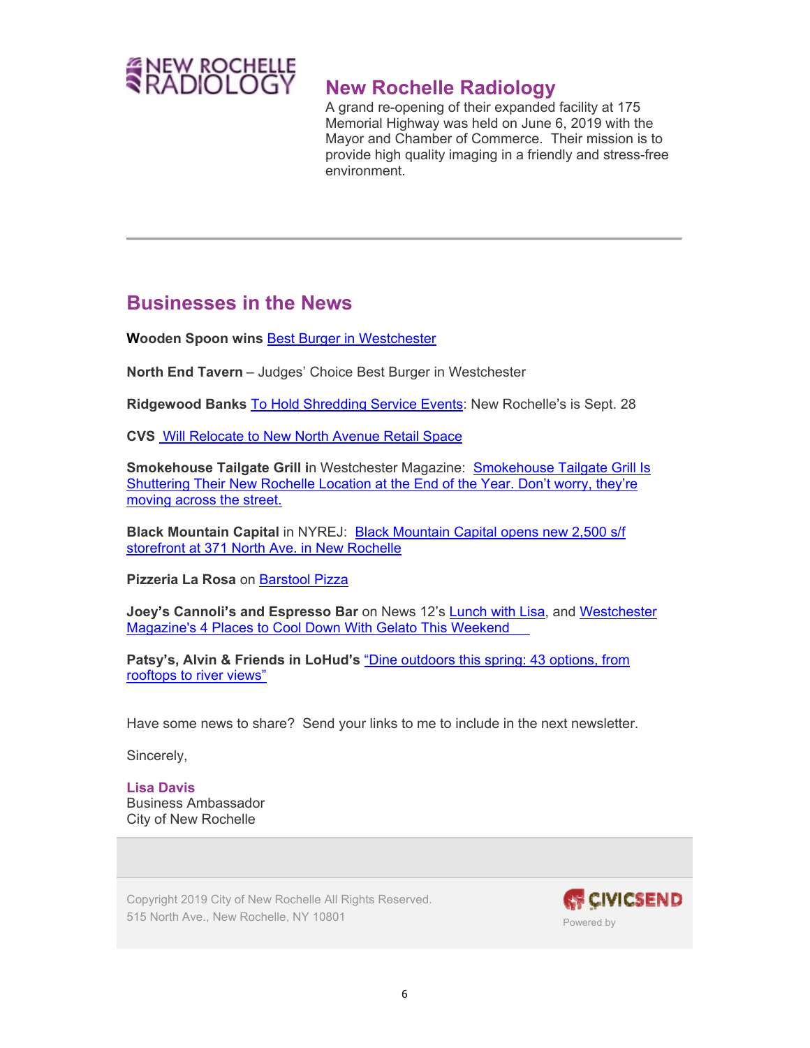## New Rochelle Radiology

A grand re-opening of their expanded facility at 175 Memorial Highway was held on June 6, 2019 with the Mayor and Chamber of Commerce. Their mission is to provide high quality imaging in a friendly and stress-free environment.

---

## Businesses in the News

**Wooden Spoon wins** Best Burger in Westchester

**North End Tavern** – Judges' Choice Best Burger in Westchester

**Ridgewood Banks** To Hold Shredding Service Events: New Rochelle's is Sept. 28

**CVS** Will Relocate to New North Avenue Retail Space

**Smokehouse Tailgate Grill i**n Westchester Magazine: Smokehouse Tailgate Grill Is Shuttering Their New Rochelle Location at the End of the Year. Don't worry, they're moving across the street.

**Black Mountain Capital** in NYREJ: Black Mountain Capital opens new 2,500 s/f storefront at 371 North Ave. in New Rochelle

**Pizzeria La Rosa** on Barstool Pizza

**Joey's Cannoli's and Espresso Bar** on News 12's Lunch with Lisa, and Westchester Magazine's 4 Places to Cool Down With Gelato This Weekend

**Patsy's, Alvin & Friends in LoHud's** "Dine outdoors this spring: 43 options, from rooftops to river views"

Have some news to share? Send your links to me to include in the next newsletter.

Sincerely,

**Lisa Davis**
Business Ambassador
City of New Rochelle

Copyright 2019 City of New Rochelle All Rights Reserved.
515 North Ave., New Rochelle, NY 10801

CIVICSEND
Powered by